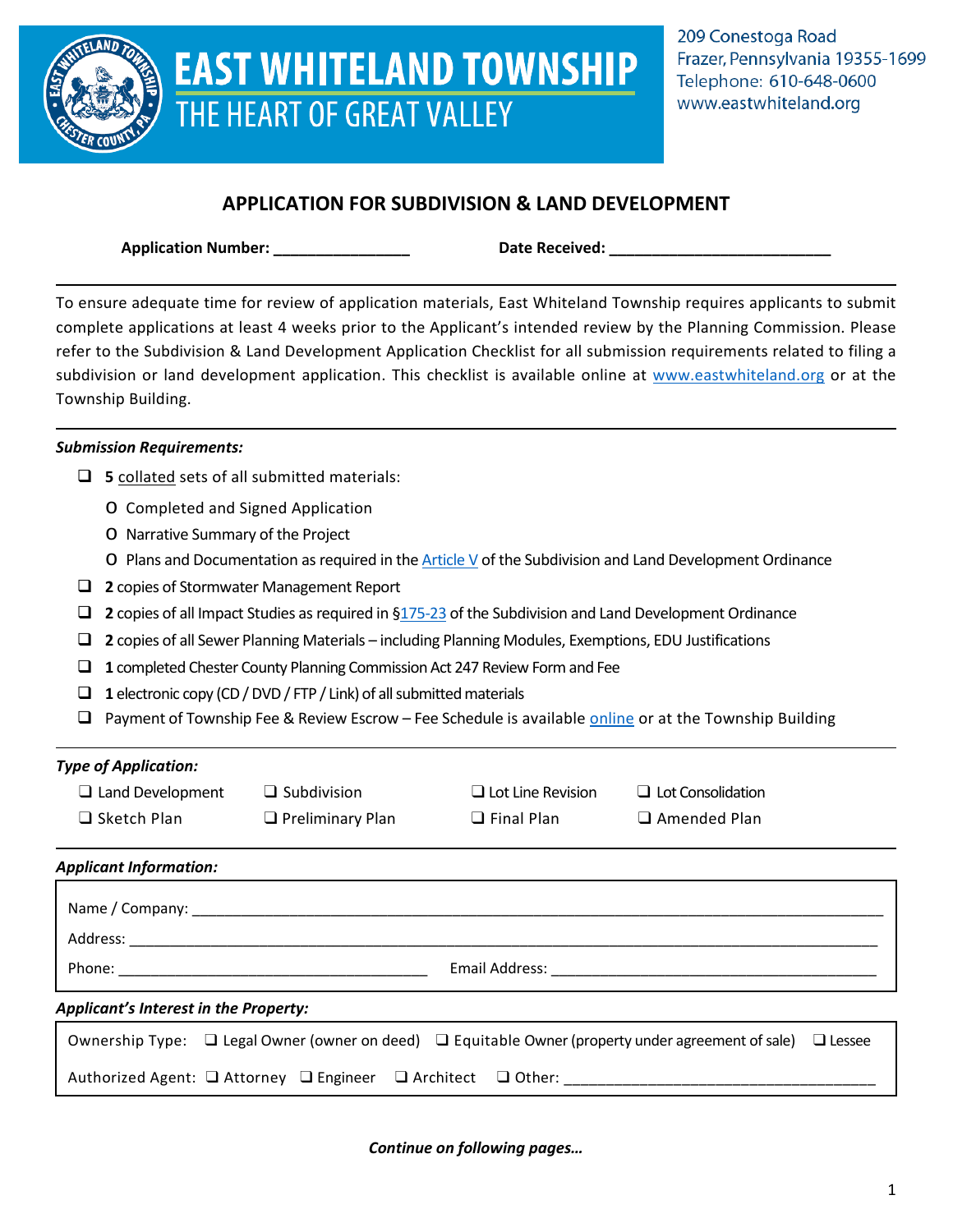EAST WHITELAND TOWNSHIP
THE HEART OF GREAT VALLEY

209 Conestoga Road
Frazer, Pennsylvania 19355-1699
Telephone: 610-648-0600
www.eastwhiteland.org

# APPLICATION FOR SUBDIVISION & LAND DEVELOPMENT

**Application Number:** ________________ **Date Received:** __________________________

---

To ensure adequate time for review of application materials, East Whiteland Township requires applicants to submit complete applications at least 4 weeks prior to the Applicant's intended review by the Planning Commission. Please refer to the Subdivision & Land Development Application Checklist for all submission requirements related to filing a subdivision or land development application. This checklist is available online at www.eastwhiteland.org or at the Township Building.

---

***Submission Requirements:***

- ❑ **5** collated sets of all submitted materials:
  - Completed and Signed Application
  - Narrative Summary of the Project
  - Plans and Documentation as required in the Article V of the Subdivision and Land Development Ordinance
- ❑ **2** copies of Stormwater Management Report
- ❑ **2** copies of all Impact Studies as required in §175-23 of the Subdivision and Land Development Ordinance
- ❑ **2** copies of all Sewer Planning Materials – including Planning Modules, Exemptions, EDU Justifications
- ❑ **1** completed Chester County Planning Commission Act 247 Review Form and Fee
- ❑ **1** electronic copy (CD / DVD / FTP / Link) of all submitted materials
- ❑ Payment of Township Fee & Review Escrow – Fee Schedule is available online or at the Township Building

---

***Type of Application:***

❑ Land Development ❑ Subdivision ❑ Lot Line Revision ❑ Lot Consolidation
❑ Sketch Plan ❑ Preliminary Plan ❑ Final Plan ❑ Amended Plan

---

***Applicant Information:***

Name / Company: ______________________________________________________________

Address: _____________________________________________________________________

Phone: ______________________________ Email Address: ______________________________

***Applicant's Interest in the Property:***

Ownership Type: ❑ Legal Owner (owner on deed) ❑ Equitable Owner (property under agreement of sale) ❑ Lessee

Authorized Agent: ❑ Attorney ❑ Engineer ❑ Architect ❑ Other: ______________________________

***Continue on following pages…***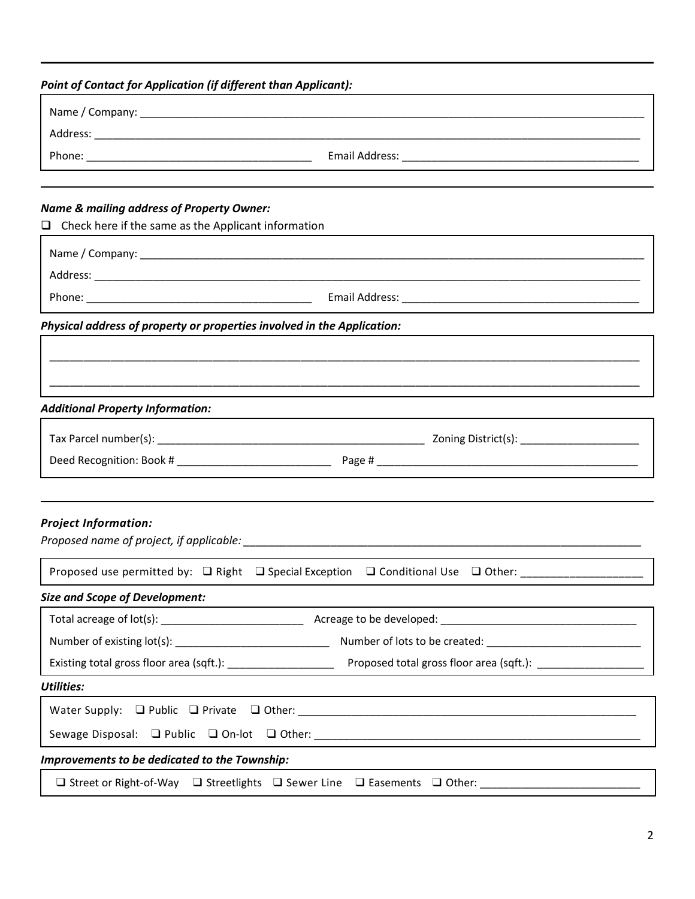***Point of Contact for Application (if different than Applicant):***

Name / Company: ______________________________________________________________________________

Address: ______________________________________________________________________________

Phone: ____________________________________ Email Address: ______________________________________

***Name & mailing address of Property Owner:***

❑ Check here if the same as the Applicant information

Name / Company: ______________________________________________________________________________

Address: ______________________________________________________________________________

Phone: ____________________________________ Email Address: ______________________________________

***Physical address of property or properties involved in the Application:***

______________________________________________________________________________________________

______________________________________________________________________________________________

***Additional Property Information:***

Tax Parcel number(s): ____________________________________________ Zoning District(s): ___________________

Deed Recognition: Book # _________________________ Page # ___________________________________________

***Project Information:***

*Proposed name of project, if applicable:* __________________________________________________________________

Proposed use permitted by: ❑ Right ❑ Special Exception ❑ Conditional Use ❑ Other: ___________________

***Size and Scope of Development:***

Total acreage of lot(s): ________________________ Acreage to be developed: ________________________________

Number of existing lot(s): _________________________ Number of lots to be created: _________________________

Existing total gross floor area (sqft.): _________________ Proposed total gross floor area (sqft.): _________________

***Utilities:***

Water Supply: ❑ Public ❑ Private ❑ Other: _________________________________________________________

Sewage Disposal: ❑ Public ❑ On-lot ❑ Other: ______________________________________________________

***Improvements to be dedicated to the Township:***

❑ Street or Right-of-Way ❑ Streetlights ❑ Sewer Line ❑ Easements ❑ Other: __________________________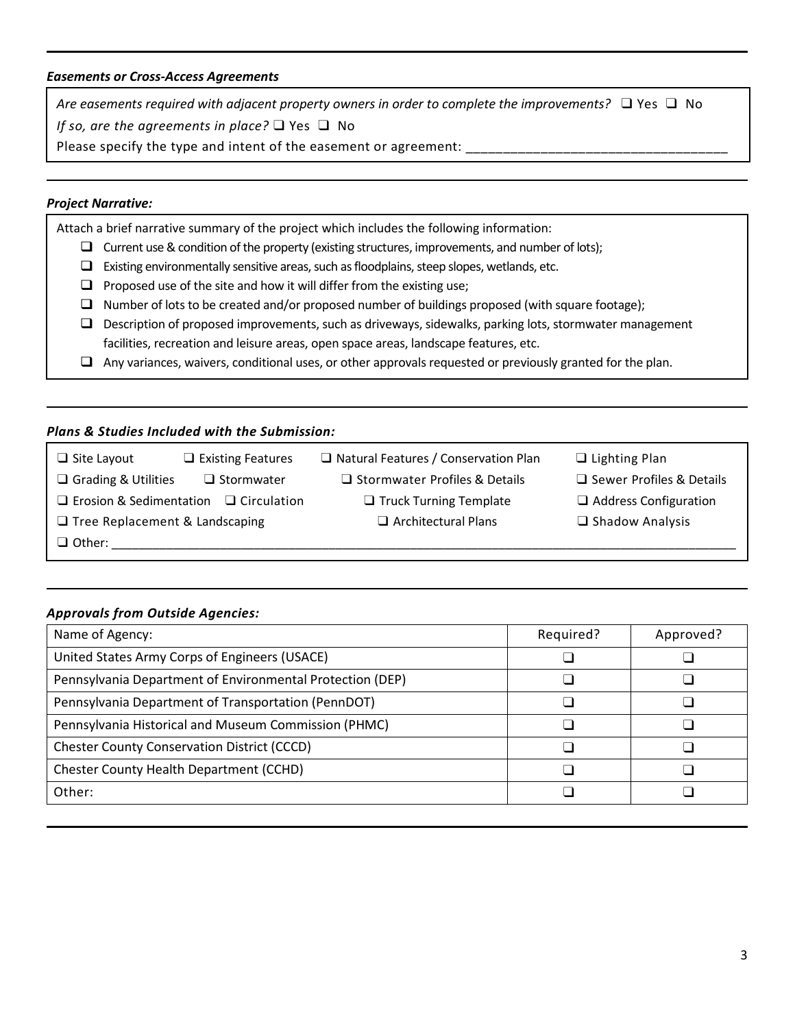***Easements or Cross-Access Agreements***

*Are easements required with adjacent property owners in order to complete the improvements?* ❑ Yes ❑ No

*If so, are the agreements in place?* ❑ Yes ❑ No

Please specify the type and intent of the easement or agreement: ___________________________________

***Project Narrative:***

Attach a brief narrative summary of the project which includes the following information:

- ❑ Current use & condition of the property (existing structures, improvements, and number of lots);
- ❑ Existing environmentally sensitive areas, such as floodplains, steep slopes, wetlands, etc.
- ❑ Proposed use of the site and how it will differ from the existing use;
- ❑ Number of lots to be created and/or proposed number of buildings proposed (with square footage);
- ❑ Description of proposed improvements, such as driveways, sidewalks, parking lots, stormwater management facilities, recreation and leisure areas, open space areas, landscape features, etc.
- ❑ Any variances, waivers, conditional uses, or other approvals requested or previously granted for the plan.

***Plans & Studies Included with the Submission:***

❑ Site Layout ❑ Existing Features ❑ Natural Features / Conservation Plan ❑ Lighting Plan

❑ Grading & Utilities ❑ Stormwater ❑ Stormwater Profiles & Details ❑ Sewer Profiles & Details

❑ Erosion & Sedimentation ❑ Circulation ❑ Truck Turning Template ❑ Address Configuration

❑ Tree Replacement & Landscaping ❑ Architectural Plans ❑ Shadow Analysis

❑ Other: ___________________________________________________________________________

***Approvals from Outside Agencies:***

| Name of Agency: | Required? | Approved? |
|---|---|---|
| United States Army Corps of Engineers (USACE) | ❑ | ❑ |
| Pennsylvania Department of Environmental Protection (DEP) | ❑ | ❑ |
| Pennsylvania Department of Transportation (PennDOT) | ❑ | ❑ |
| Pennsylvania Historical and Museum Commission (PHMC) | ❑ | ❑ |
| Chester County Conservation District (CCCD) | ❑ | ❑ |
| Chester County Health Department (CCHD) | ❑ | ❑ |
| Other: | ❑ | ❑ |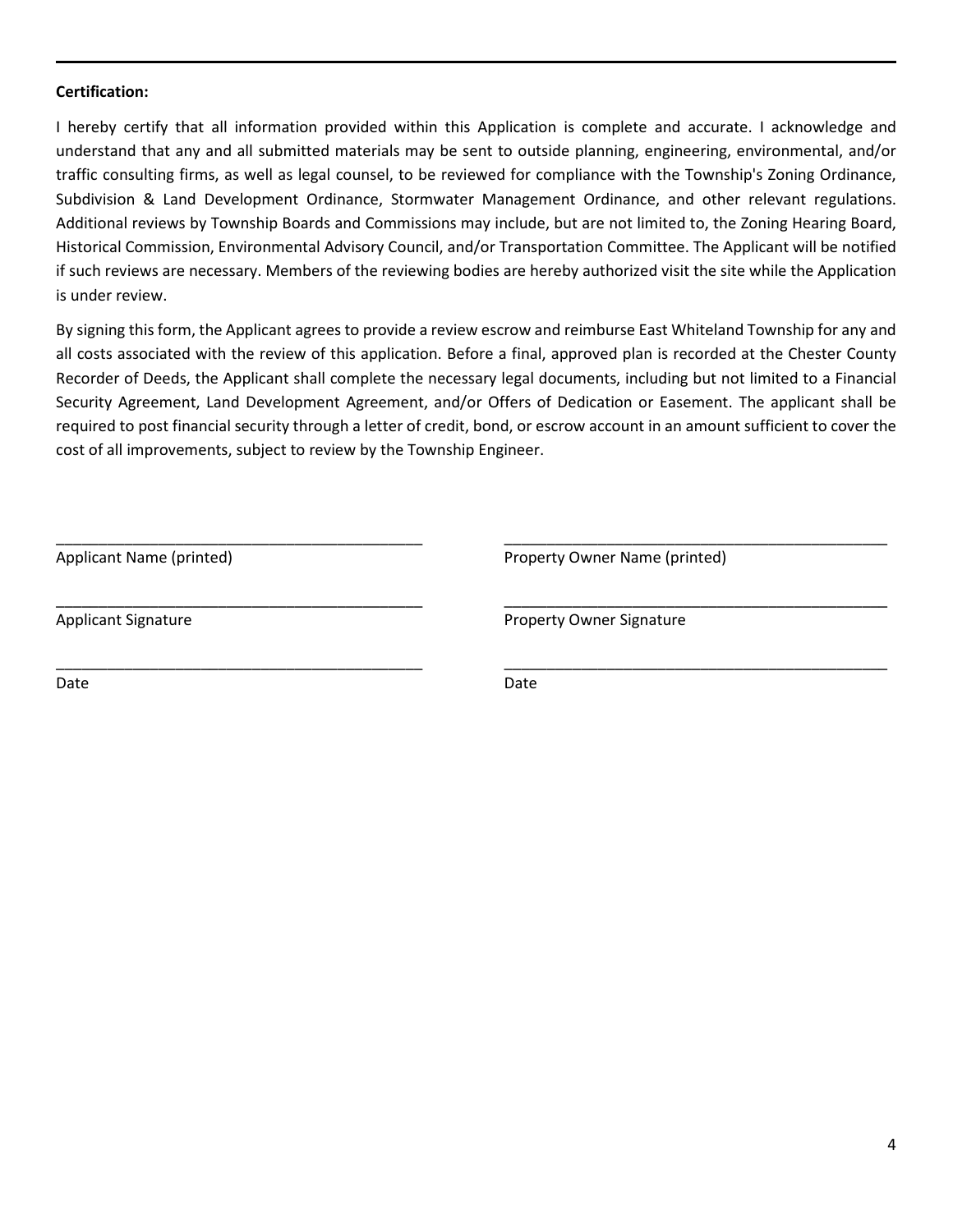**Certification:**

I hereby certify that all information provided within this Application is complete and accurate. I acknowledge and understand that any and all submitted materials may be sent to outside planning, engineering, environmental, and/or traffic consulting firms, as well as legal counsel, to be reviewed for compliance with the Township's Zoning Ordinance, Subdivision & Land Development Ordinance, Stormwater Management Ordinance, and other relevant regulations. Additional reviews by Township Boards and Commissions may include, but are not limited to, the Zoning Hearing Board, Historical Commission, Environmental Advisory Council, and/or Transportation Committee. The Applicant will be notified if such reviews are necessary. Members of the reviewing bodies are hereby authorized visit the site while the Application is under review.

By signing this form, the Applicant agrees to provide a review escrow and reimburse East Whiteland Township for any and all costs associated with the review of this application. Before a final, approved plan is recorded at the Chester County Recorder of Deeds, the Applicant shall complete the necessary legal documents, including but not limited to a Financial Security Agreement, Land Development Agreement, and/or Offers of Dedication or Easement. The applicant shall be required to post financial security through a letter of credit, bond, or escrow account in an amount sufficient to cover the cost of all improvements, subject to review by the Township Engineer.

____________________________________________
Applicant Name (printed)

____________________________________________
Applicant Signature

____________________________________________
Date

____________________________________________
Property Owner Name (printed)

____________________________________________
Property Owner Signature

____________________________________________
Date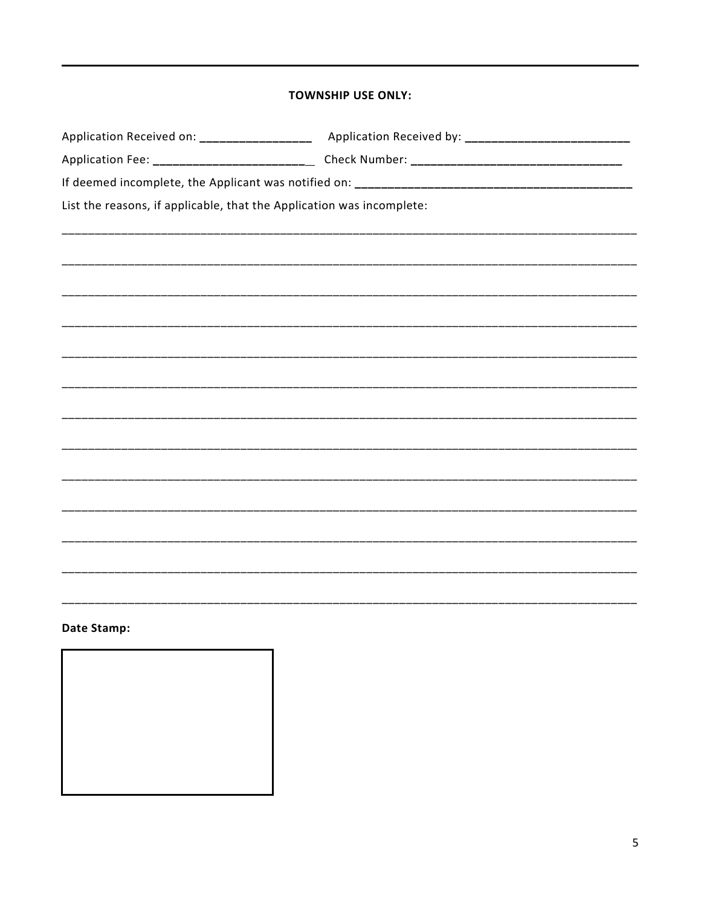**TOWNSHIP USE ONLY:**

Application Received on: ________________ Application Received by: ________________________

Application Fee: ________________________ Check Number: ________________________________

If deemed incomplete, the Applicant was notified on: ________________________________________

List the reasons, if applicable, that the Application was incomplete:

_____________________________________________________________________________________

_____________________________________________________________________________________

_____________________________________________________________________________________

_____________________________________________________________________________________

_____________________________________________________________________________________

_____________________________________________________________________________________

_____________________________________________________________________________________

_____________________________________________________________________________________

_____________________________________________________________________________________

_____________________________________________________________________________________

_____________________________________________________________________________________

_____________________________________________________________________________________

_____________________________________________________________________________________

**Date Stamp:**